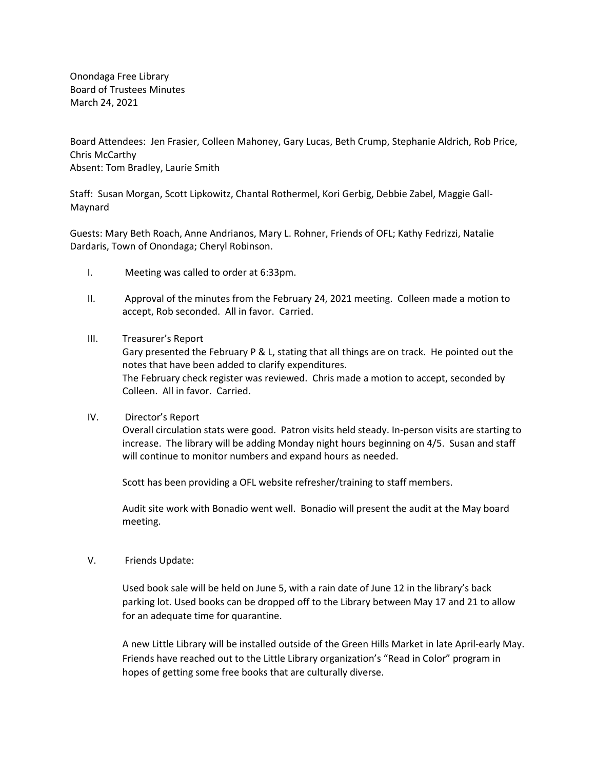Onondaga Free Library
Board of Trustees Minutes
March 24, 2021

Board Attendees: Jen Frasier, Colleen Mahoney, Gary Lucas, Beth Crump, Stephanie Aldrich, Rob Price, Chris McCarthy
Absent: Tom Bradley, Laurie Smith

Staff: Susan Morgan, Scott Lipkowitz, Chantal Rothermel, Kori Gerbig, Debbie Zabel, Maggie Gall-Maynard

Guests: Mary Beth Roach, Anne Andrianos, Mary L. Rohner, Friends of OFL; Kathy Fedrizzi, Natalie Dardaris, Town of Onondaga; Cheryl Robinson.

I. Meeting was called to order at 6:33pm.

II. Approval of the minutes from the February 24, 2021 meeting. Colleen made a motion to accept, Rob seconded. All in favor. Carried.

III. Treasurer's Report
Gary presented the February P & L, stating that all things are on track. He pointed out the notes that have been added to clarify expenditures.
The February check register was reviewed. Chris made a motion to accept, seconded by Colleen. All in favor. Carried.

IV. Director's Report
Overall circulation stats were good. Patron visits held steady. In-person visits are starting to increase. The library will be adding Monday night hours beginning on 4/5. Susan and staff will continue to monitor numbers and expand hours as needed.

Scott has been providing a OFL website refresher/training to staff members.

Audit site work with Bonadio went well. Bonadio will present the audit at the May board meeting.

V. Friends Update:

Used book sale will be held on June 5, with a rain date of June 12 in the library's back parking lot. Used books can be dropped off to the Library between May 17 and 21 to allow for an adequate time for quarantine.

A new Little Library will be installed outside of the Green Hills Market in late April-early May. Friends have reached out to the Little Library organization's "Read in Color" program in hopes of getting some free books that are culturally diverse.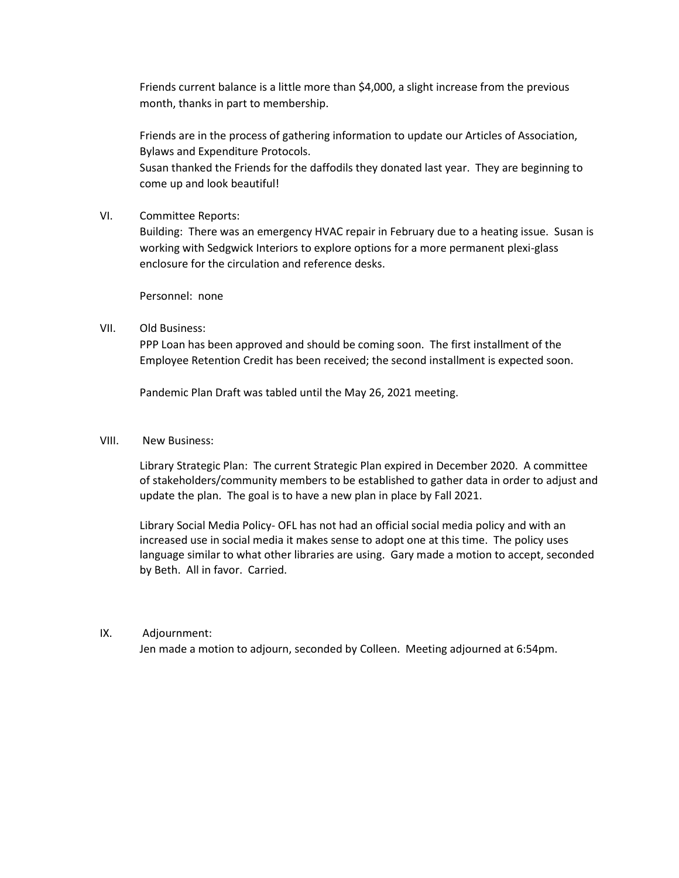Friends current balance is a little more than $4,000, a slight increase from the previous month, thanks in part to membership.

Friends are in the process of gathering information to update our Articles of Association, Bylaws and Expenditure Protocols.
Susan thanked the Friends for the daffodils they donated last year. They are beginning to come up and look beautiful!

VI. Committee Reports:

Building: There was an emergency HVAC repair in February due to a heating issue. Susan is working with Sedgwick Interiors to explore options for a more permanent plexi-glass enclosure for the circulation and reference desks.

Personnel: none

VII. Old Business:

PPP Loan has been approved and should be coming soon. The first installment of the Employee Retention Credit has been received; the second installment is expected soon.

Pandemic Plan Draft was tabled until the May 26, 2021 meeting.

VIII. New Business:

Library Strategic Plan: The current Strategic Plan expired in December 2020. A committee of stakeholders/community members to be established to gather data in order to adjust and update the plan. The goal is to have a new plan in place by Fall 2021.

Library Social Media Policy- OFL has not had an official social media policy and with an increased use in social media it makes sense to adopt one at this time. The policy uses language similar to what other libraries are using. Gary made a motion to accept, seconded by Beth. All in favor. Carried.

IX. Adjournment:

Jen made a motion to adjourn, seconded by Colleen. Meeting adjourned at 6:54pm.